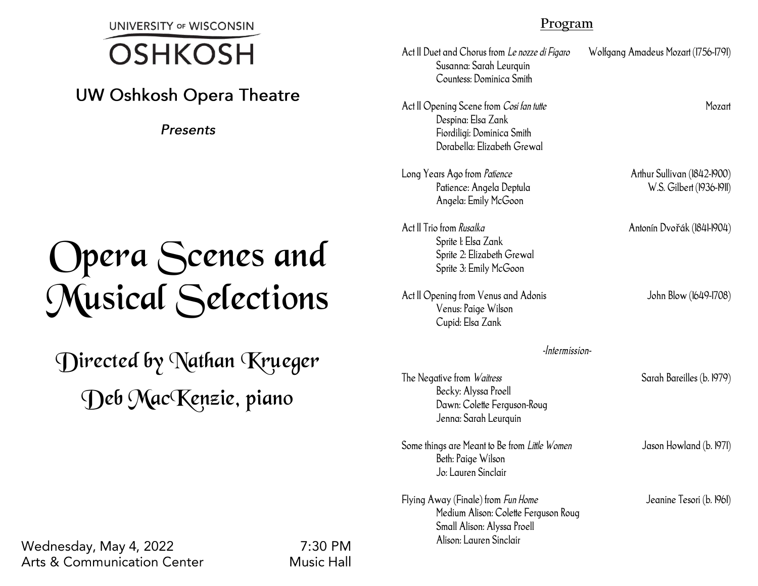UNIVERSITY OF WISCONSIN
OSHKOSH

## UW Oshkosh Opera Theatre

*Presents*

# Opera Scenes and Musical Selections

## Directed by Nathan Krueger

## Deb MacKenzie, piano

Wednesday, May 4, 2022 7:30 PM
Arts & Communication Center Music Hall

## Program

Act II Duet and Chorus from *Le nozze di Figaro* — Wolfgang Amadeus Mozart (1756-1791)
- Susanna: Sarah Leurquin
- Countess: Dominica Smith

Act II Opening Scene from *Così fan tutte* — Mozart
- Despina: Elsa Zank
- Fiordiligi: Dominica Smith
- Dorabella: Elizabeth Grewal

Long Years Ago from *Patience* — Arthur Sullivan (1842-1900), W.S. Gilbert (1936-1911)
- Patience: Angela Deptula
- Angela: Emily McGoon

Act II Trio from *Rusalka* — Antonín Dvořák (1841-1904)
- Sprite 1: Elsa Zank
- Sprite 2: Elizabeth Grewal
- Sprite 3: Emily McGoon

Act II Opening from Venus and Adonis — John Blow (1649-1708)
- Venus: Paige Wilson
- Cupid: Elsa Zank

*-Intermission-*

The Negative from *Waitress* — Sarah Bareilles (b. 1979)
- Becky: Alyssa Proell
- Dawn: Colette Ferguson-Roug
- Jenna: Sarah Leurquin

Some things are Meant to Be from *Little Women* — Jason Howland (b. 1971)
- Beth: Paige Wilson
- Jo: Lauren Sinclair

Flying Away (Finale) from *Fun Home* — Jeanine Tesori (b. 1961)
- Medium Alison: Colette Ferguson Roug
- Small Alison: Alyssa Proell
- Alison: Lauren Sinclair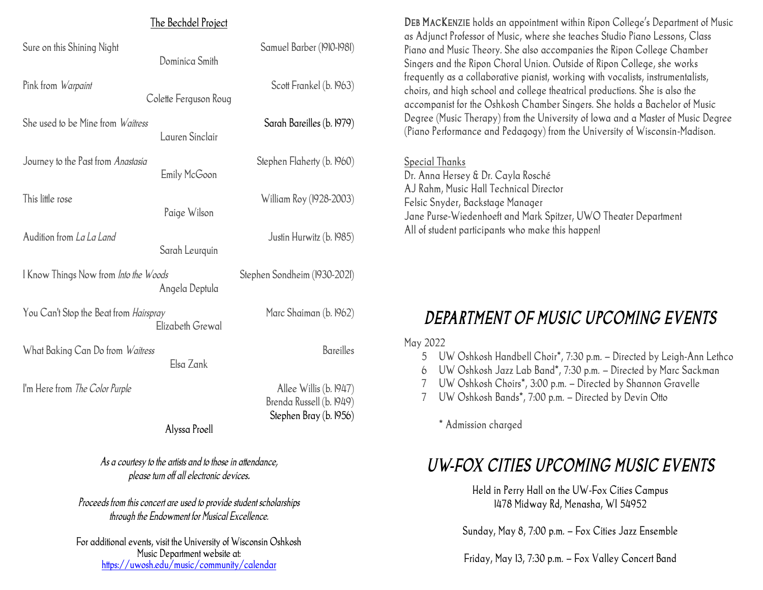## The Bechdel Project

Sure on this Shining Night — Samuel Barber (1910-1981)
Dominica Smith

Pink from *Warpaint* — Scott Frankel (b. 1963)
Colette Ferguson Roug

She used to be Mine from *Waitress* — Sarah Bareilles (b. 1979)
Lauren Sinclair

Journey to the Past from *Anastasia* — Stephen Flaherty (b. 1960)
Emily McGoon

This little rose — William Roy (1928-2003)
Paige Wilson

Audition from *La La Land* — Justin Hurwitz (b. 1985)
Sarah Leurquin

I Know Things Now from *Into the Woods* — Stephen Sondheim (1930-2021)
Angela Deptula

You Can't Stop the Beat from *Hairspray* — Marc Shaiman (b. 1962)
Elizabeth Grewal

What Baking Can Do from *Waitress* — Bareilles
Elsa Zank

I'm Here from *The Color Purple* — Allee Willis (b. 1947), Brenda Russell (b. 1949), Stephen Bray (b. 1956)
Alyssa Proell

*As a courtesy to the artists and to those in attendance, please turn off all electronic devices.*

*Proceeds from this concert are used to provide student scholarships through the Endowment for Musical Excellence.*

For additional events, visit the University of Wisconsin Oshkosh Music Department website at:
https://uwosh.edu/music/community/calendar

**Deb MacKenzie** holds an appointment within Ripon College's Department of Music as Adjunct Professor of Music, where she teaches Studio Piano Lessons, Class Piano and Music Theory. She also accompanies the Ripon College Chamber Singers and the Ripon Choral Union. Outside of Ripon College, she works frequently as a collaborative pianist, working with vocalists, instrumentalists, choirs, and high school and college theatrical productions. She is also the accompanist for the Oshkosh Chamber Singers. She holds a Bachelor of Music Degree (Music Therapy) from the University of Iowa and a Master of Music Degree (Piano Performance and Pedagogy) from the University of Wisconsin-Madison.

Special Thanks
Dr. Anna Hersey & Dr. Cayla Rosché
AJ Rahm, Music Hall Technical Director
Felsic Snyder, Backstage Manager
Jane Purse-Wiedenhoeft and Mark Spitzer, UWO Theater Department
All of student participants who make this happen!

## DEPARTMENT OF MUSIC UPCOMING EVENTS

May 2022

- 5 UW Oshkosh Handbell Choir*, 7:30 p.m. – Directed by Leigh-Ann Lethco
- 6 UW Oshkosh Jazz Lab Band*, 7:30 p.m. – Directed by Marc Sackman
- 7 UW Oshkosh Choirs*, 3:00 p.m. – Directed by Shannon Gravelle
- 7 UW Oshkosh Bands*, 7:00 p.m. – Directed by Devin Otto

\* Admission charged

## UW-FOX CITIES UPCOMING MUSIC EVENTS

Held in Perry Hall on the UW-Fox Cities Campus
1478 Midway Rd, Menasha, WI 54952

Sunday, May 8, 7:00 p.m. – Fox Cities Jazz Ensemble

Friday, May 13, 7:30 p.m. – Fox Valley Concert Band